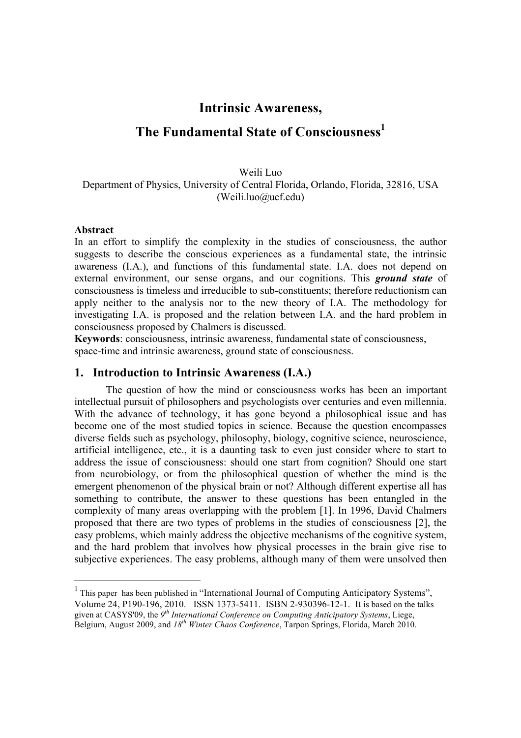# Intrinsic Awareness,

# The Fundamental State of Consciousness[1]

Weili Luo
Department of Physics, University of Central Florida, Orlando, Florida, 32816, USA
(Weili.luo@ucf.edu)

**Abstract**
In an effort to simplify the complexity in the studies of consciousness, the author suggests to describe the conscious experiences as a fundamental state, the intrinsic awareness (I.A.), and functions of this fundamental state. I.A. does not depend on external environment, our sense organs, and our cognitions. This ***ground state*** of consciousness is timeless and irreducible to sub-constituents; therefore reductionism can apply neither to the analysis nor to the new theory of I.A. The methodology for investigating I.A. is proposed and the relation between I.A. and the hard problem in consciousness proposed by Chalmers is discussed.
**Keywords**: consciousness, intrinsic awareness, fundamental state of consciousness, space-time and intrinsic awareness, ground state of consciousness.

## 1. Introduction to Intrinsic Awareness (I.A.)

The question of how the mind or consciousness works has been an important intellectual pursuit of philosophers and psychologists over centuries and even millennia. With the advance of technology, it has gone beyond a philosophical issue and has become one of the most studied topics in science. Because the question encompasses diverse fields such as psychology, philosophy, biology, cognitive science, neuroscience, artificial intelligence, etc., it is a daunting task to even just consider where to start to address the issue of consciousness: should one start from cognition? Should one start from neurobiology, or from the philosophical question of whether the mind is the emergent phenomenon of the physical brain or not? Although different expertise all has something to contribute, the answer to these questions has been entangled in the complexity of many areas overlapping with the problem [1]. In 1996, David Chalmers proposed that there are two types of problems in the studies of consciousness [2], the easy problems, which mainly address the objective mechanisms of the cognitive system, and the hard problem that involves how physical processes in the brain give rise to subjective experiences. The easy problems, although many of them were unsolved then

[1] This paper has been published in "International Journal of Computing Anticipatory Systems", Volume 24, P190-196, 2010. ISSN 1373-5411. ISBN 2-930396-12-1. It is based on the talks given at CASYS'09, the 9th *International Conference on Computing Anticipatory Systems*, Liege, Belgium, August 2009, and *18th Winter Chaos Conference*, Tarpon Springs, Florida, March 2010.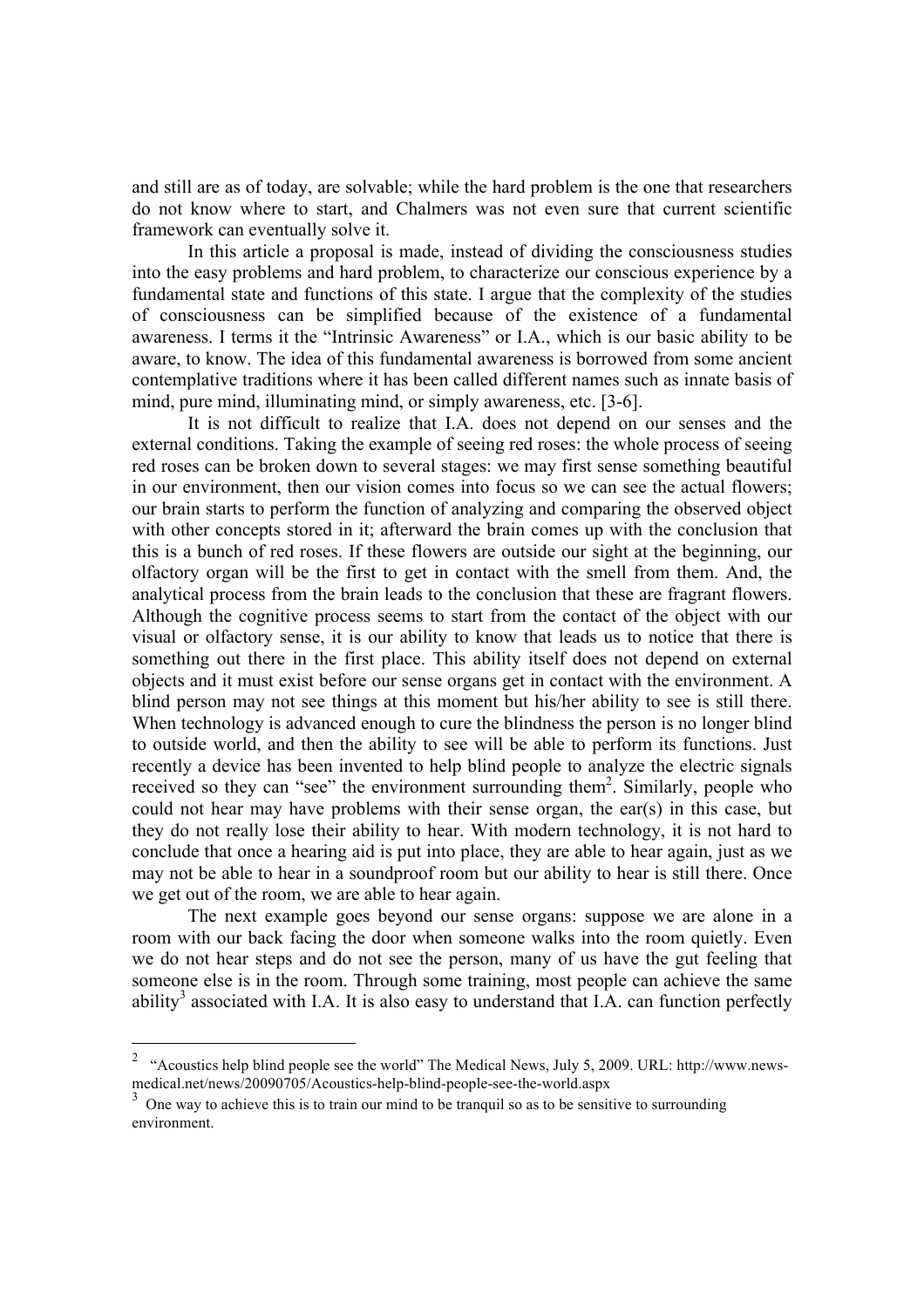and still are as of today, are solvable; while the hard problem is the one that researchers do not know where to start, and Chalmers was not even sure that current scientific framework can eventually solve it.

In this article a proposal is made, instead of dividing the consciousness studies into the easy problems and hard problem, to characterize our conscious experience by a fundamental state and functions of this state. I argue that the complexity of the studies of consciousness can be simplified because of the existence of a fundamental awareness. I terms it the "Intrinsic Awareness" or I.A., which is our basic ability to be aware, to know. The idea of this fundamental awareness is borrowed from some ancient contemplative traditions where it has been called different names such as innate basis of mind, pure mind, illuminating mind, or simply awareness, etc. [3-6].

It is not difficult to realize that I.A. does not depend on our senses and the external conditions. Taking the example of seeing red roses: the whole process of seeing red roses can be broken down to several stages: we may first sense something beautiful in our environment, then our vision comes into focus so we can see the actual flowers; our brain starts to perform the function of analyzing and comparing the observed object with other concepts stored in it; afterward the brain comes up with the conclusion that this is a bunch of red roses. If these flowers are outside our sight at the beginning, our olfactory organ will be the first to get in contact with the smell from them. And, the analytical process from the brain leads to the conclusion that these are fragrant flowers. Although the cognitive process seems to start from the contact of the object with our visual or olfactory sense, it is our ability to know that leads us to notice that there is something out there in the first place. This ability itself does not depend on external objects and it must exist before our sense organs get in contact with the environment. A blind person may not see things at this moment but his/her ability to see is still there. When technology is advanced enough to cure the blindness the person is no longer blind to outside world, and then the ability to see will be able to perform its functions. Just recently a device has been invented to help blind people to analyze the electric signals received so they can "see" the environment surrounding them[2]. Similarly, people who could not hear may have problems with their sense organ, the ear(s) in this case, but they do not really lose their ability to hear. With modern technology, it is not hard to conclude that once a hearing aid is put into place, they are able to hear again, just as we may not be able to hear in a soundproof room but our ability to hear is still there. Once we get out of the room, we are able to hear again.

The next example goes beyond our sense organs: suppose we are alone in a room with our back facing the door when someone walks into the room quietly. Even we do not hear steps and do not see the person, many of us have the gut feeling that someone else is in the room. Through some training, most people can achieve the same ability[3] associated with I.A. It is also easy to understand that I.A. can function perfectly

---

[2] "Acoustics help blind people see the world" The Medical News, July 5, 2009. URL: http://www.news-medical.net/news/20090705/Acoustics-help-blind-people-see-the-world.aspx

[3] One way to achieve this is to train our mind to be tranquil so as to be sensitive to surrounding environment.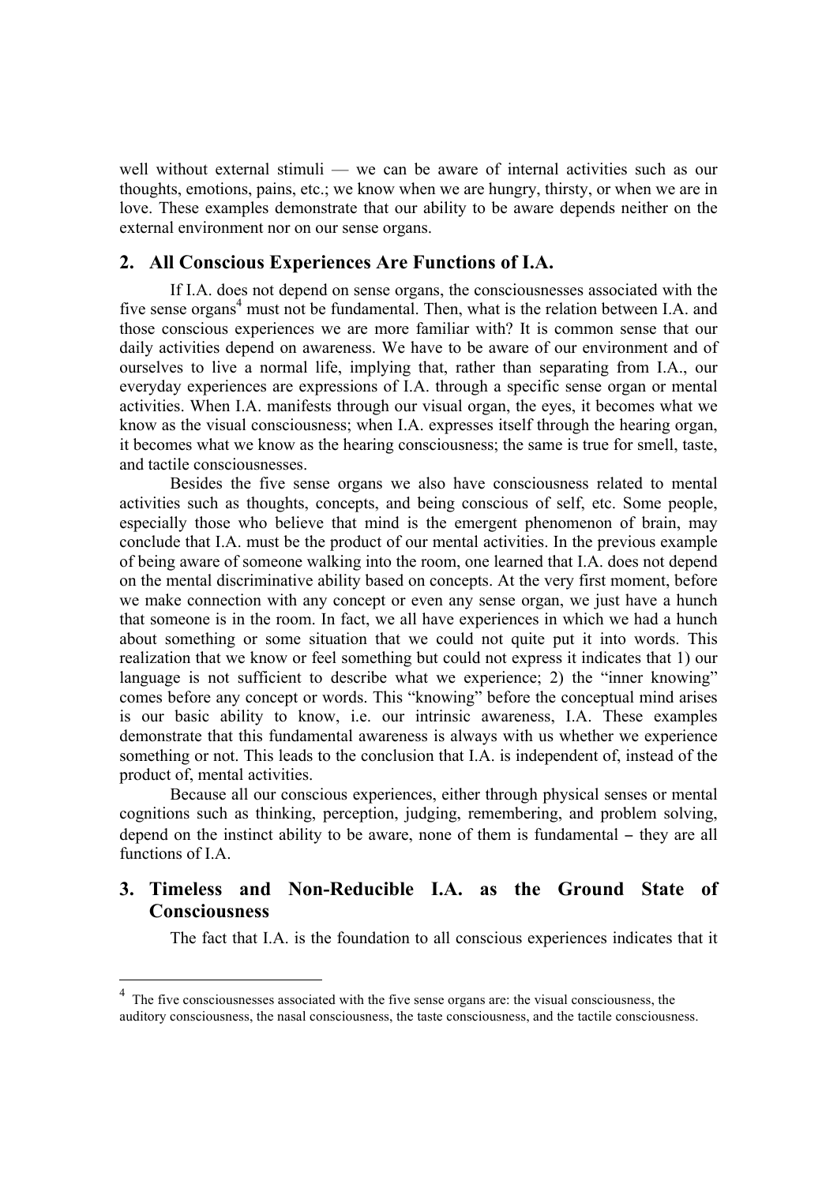well without external stimuli — we can be aware of internal activities such as our thoughts, emotions, pains, etc.; we know when we are hungry, thirsty, or when we are in love. These examples demonstrate that our ability to be aware depends neither on the external environment nor on our sense organs.

## 2. All Conscious Experiences Are Functions of I.A.

If I.A. does not depend on sense organs, the consciousnesses associated with the five sense organs[4] must not be fundamental. Then, what is the relation between I.A. and those conscious experiences we are more familiar with? It is common sense that our daily activities depend on awareness. We have to be aware of our environment and of ourselves to live a normal life, implying that, rather than separating from I.A., our everyday experiences are expressions of I.A. through a specific sense organ or mental activities. When I.A. manifests through our visual organ, the eyes, it becomes what we know as the visual consciousness; when I.A. expresses itself through the hearing organ, it becomes what we know as the hearing consciousness; the same is true for smell, taste, and tactile consciousnesses.

Besides the five sense organs we also have consciousness related to mental activities such as thoughts, concepts, and being conscious of self, etc. Some people, especially those who believe that mind is the emergent phenomenon of brain, may conclude that I.A. must be the product of our mental activities. In the previous example of being aware of someone walking into the room, one learned that I.A. does not depend on the mental discriminative ability based on concepts. At the very first moment, before we make connection with any concept or even any sense organ, we just have a hunch that someone is in the room. In fact, we all have experiences in which we had a hunch about something or some situation that we could not quite put it into words. This realization that we know or feel something but could not express it indicates that 1) our language is not sufficient to describe what we experience; 2) the "inner knowing" comes before any concept or words. This "knowing" before the conceptual mind arises is our basic ability to know, i.e. our intrinsic awareness, I.A. These examples demonstrate that this fundamental awareness is always with us whether we experience something or not. This leads to the conclusion that I.A. is independent of, instead of the product of, mental activities.

Because all our conscious experiences, either through physical senses or mental cognitions such as thinking, perception, judging, remembering, and problem solving, depend on the instinct ability to be aware, none of them is fundamental – they are all functions of I.A.

## 3. Timeless and Non-Reducible I.A. as the Ground State of Consciousness

The fact that I.A. is the foundation to all conscious experiences indicates that it

---

[4] The five consciousnesses associated with the five sense organs are: the visual consciousness, the auditory consciousness, the nasal consciousness, the taste consciousness, and the tactile consciousness.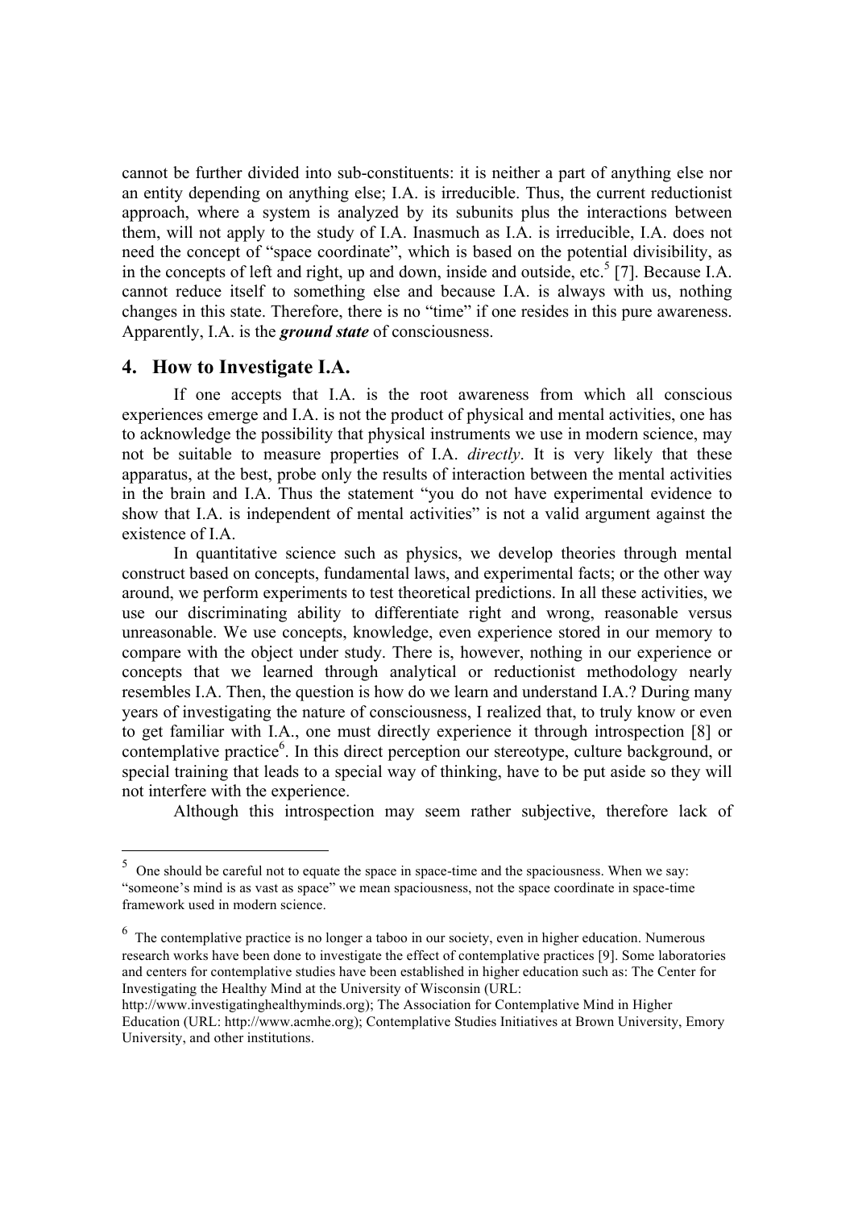cannot be further divided into sub-constituents: it is neither a part of anything else nor an entity depending on anything else; I.A. is irreducible. Thus, the current reductionist approach, where a system is analyzed by its subunits plus the interactions between them, will not apply to the study of I.A. Inasmuch as I.A. is irreducible, I.A. does not need the concept of "space coordinate", which is based on the potential divisibility, as in the concepts of left and right, up and down, inside and outside, etc.[5] [7]. Because I.A. cannot reduce itself to something else and because I.A. is always with us, nothing changes in this state. Therefore, there is no "time" if one resides in this pure awareness. Apparently, I.A. is the ***ground state*** of consciousness.

## 4. How to Investigate I.A.

If one accepts that I.A. is the root awareness from which all conscious experiences emerge and I.A. is not the product of physical and mental activities, one has to acknowledge the possibility that physical instruments we use in modern science, may not be suitable to measure properties of I.A. *directly*. It is very likely that these apparatus, at the best, probe only the results of interaction between the mental activities in the brain and I.A. Thus the statement "you do not have experimental evidence to show that I.A. is independent of mental activities" is not a valid argument against the existence of I.A.

In quantitative science such as physics, we develop theories through mental construct based on concepts, fundamental laws, and experimental facts; or the other way around, we perform experiments to test theoretical predictions. In all these activities, we use our discriminating ability to differentiate right and wrong, reasonable versus unreasonable. We use concepts, knowledge, even experience stored in our memory to compare with the object under study. There is, however, nothing in our experience or concepts that we learned through analytical or reductionist methodology nearly resembles I.A. Then, the question is how do we learn and understand I.A.? During many years of investigating the nature of consciousness, I realized that, to truly know or even to get familiar with I.A., one must directly experience it through introspection [8] or contemplative practice[6]. In this direct perception our stereotype, culture background, or special training that leads to a special way of thinking, have to be put aside so they will not interfere with the experience.

Although this introspection may seem rather subjective, therefore lack of

---

[5] One should be careful not to equate the space in space-time and the spaciousness. When we say: "someone's mind is as vast as space" we mean spaciousness, not the space coordinate in space-time framework used in modern science.

[6] The contemplative practice is no longer a taboo in our society, even in higher education. Numerous research works have been done to investigate the effect of contemplative practices [9]. Some laboratories and centers for contemplative studies have been established in higher education such as: The Center for Investigating the Healthy Mind at the University of Wisconsin (URL: http://www.investigatinghealthyminds.org); The Association for Contemplative Mind in Higher Education (URL: http://www.acmhe.org); Contemplative Studies Initiatives at Brown University, Emory University, and other institutions.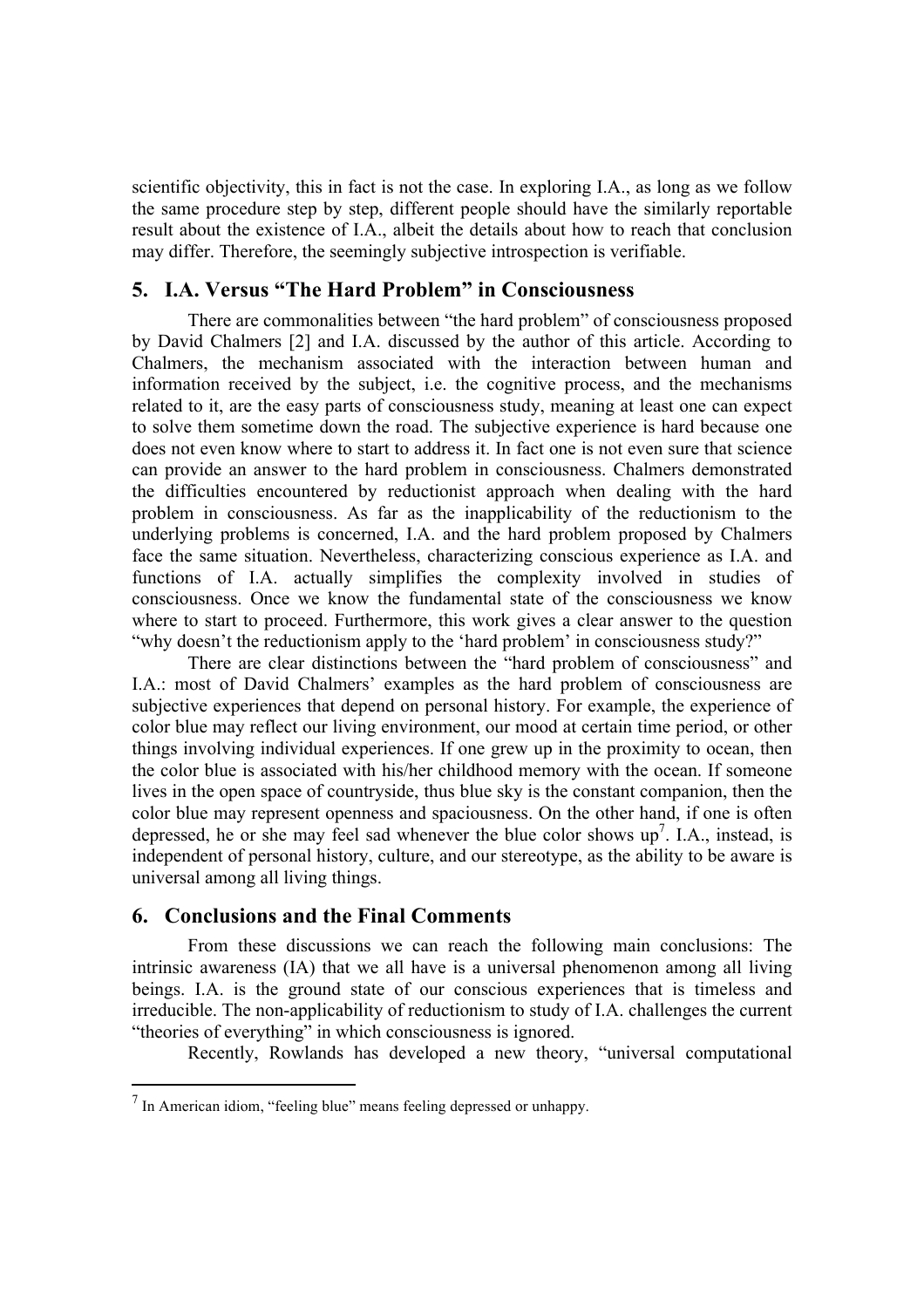scientific objectivity, this in fact is not the case. In exploring I.A., as long as we follow the same procedure step by step, different people should have the similarly reportable result about the existence of I.A., albeit the details about how to reach that conclusion may differ. Therefore, the seemingly subjective introspection is verifiable.

## 5. I.A. Versus "The Hard Problem" in Consciousness

There are commonalities between "the hard problem" of consciousness proposed by David Chalmers [2] and I.A. discussed by the author of this article. According to Chalmers, the mechanism associated with the interaction between human and information received by the subject, i.e. the cognitive process, and the mechanisms related to it, are the easy parts of consciousness study, meaning at least one can expect to solve them sometime down the road. The subjective experience is hard because one does not even know where to start to address it. In fact one is not even sure that science can provide an answer to the hard problem in consciousness. Chalmers demonstrated the difficulties encountered by reductionist approach when dealing with the hard problem in consciousness. As far as the inapplicability of the reductionism to the underlying problems is concerned, I.A. and the hard problem proposed by Chalmers face the same situation. Nevertheless, characterizing conscious experience as I.A. and functions of I.A. actually simplifies the complexity involved in studies of consciousness. Once we know the fundamental state of the consciousness we know where to start to proceed. Furthermore, this work gives a clear answer to the question "why doesn't the reductionism apply to the 'hard problem' in consciousness study?"

There are clear distinctions between the "hard problem of consciousness" and I.A.: most of David Chalmers' examples as the hard problem of consciousness are subjective experiences that depend on personal history. For example, the experience of color blue may reflect our living environment, our mood at certain time period, or other things involving individual experiences. If one grew up in the proximity to ocean, then the color blue is associated with his/her childhood memory with the ocean. If someone lives in the open space of countryside, thus blue sky is the constant companion, then the color blue may represent openness and spaciousness. On the other hand, if one is often depressed, he or she may feel sad whenever the blue color shows up[7]. I.A., instead, is independent of personal history, culture, and our stereotype, as the ability to be aware is universal among all living things.

## 6. Conclusions and the Final Comments

From these discussions we can reach the following main conclusions: The intrinsic awareness (IA) that we all have is a universal phenomenon among all living beings. I.A. is the ground state of our conscious experiences that is timeless and irreducible. The non-applicability of reductionism to study of I.A. challenges the current "theories of everything" in which consciousness is ignored.

Recently, Rowlands has developed a new theory, "universal computational

---

[7] In American idiom, "feeling blue" means feeling depressed or unhappy.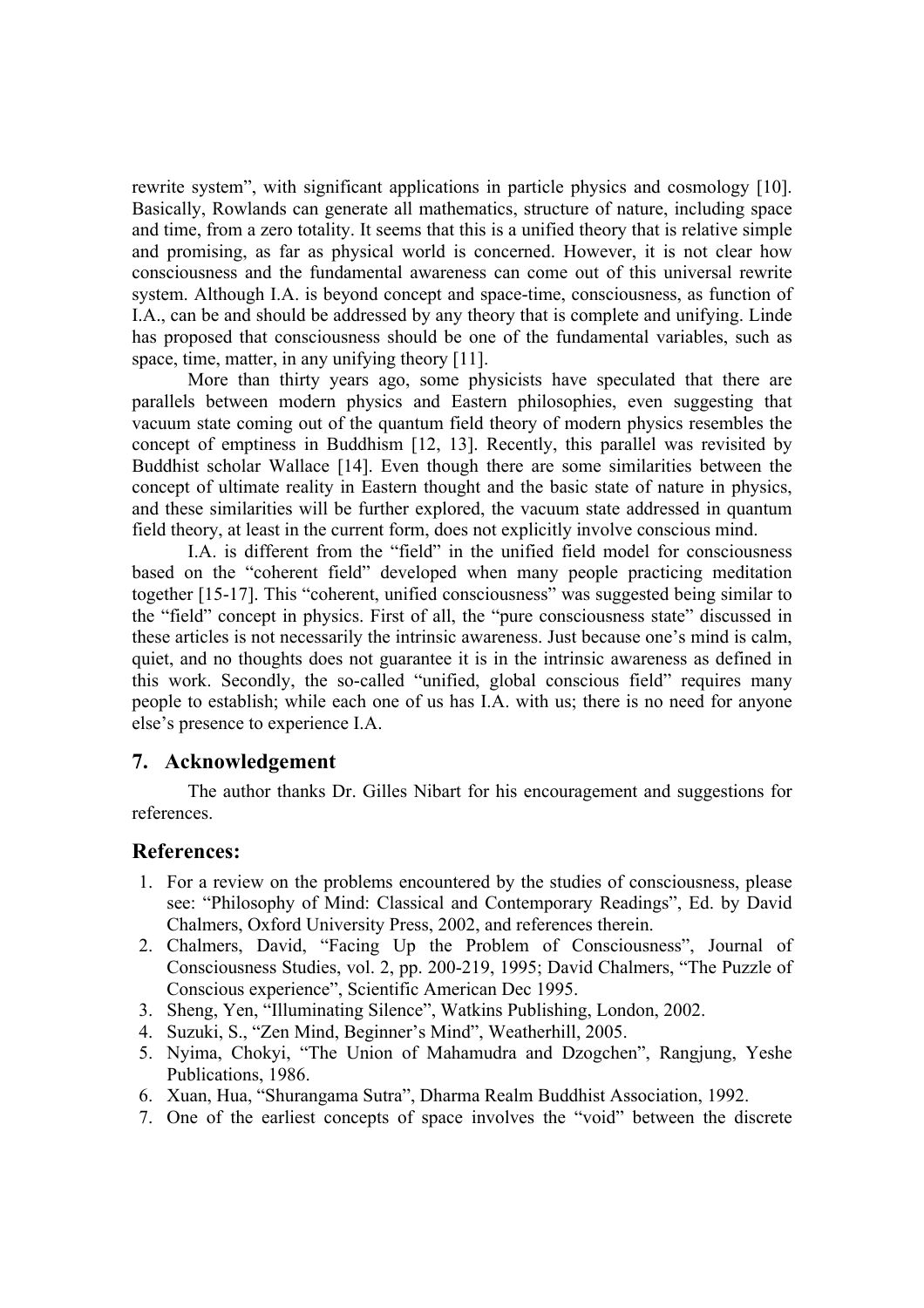rewrite system", with significant applications in particle physics and cosmology [10]. Basically, Rowlands can generate all mathematics, structure of nature, including space and time, from a zero totality. It seems that this is a unified theory that is relative simple and promising, as far as physical world is concerned. However, it is not clear how consciousness and the fundamental awareness can come out of this universal rewrite system. Although I.A. is beyond concept and space-time, consciousness, as function of I.A., can be and should be addressed by any theory that is complete and unifying. Linde has proposed that consciousness should be one of the fundamental variables, such as space, time, matter, in any unifying theory [11].

More than thirty years ago, some physicists have speculated that there are parallels between modern physics and Eastern philosophies, even suggesting that vacuum state coming out of the quantum field theory of modern physics resembles the concept of emptiness in Buddhism [12, 13]. Recently, this parallel was revisited by Buddhist scholar Wallace [14]. Even though there are some similarities between the concept of ultimate reality in Eastern thought and the basic state of nature in physics, and these similarities will be further explored, the vacuum state addressed in quantum field theory, at least in the current form, does not explicitly involve conscious mind.

I.A. is different from the "field" in the unified field model for consciousness based on the "coherent field" developed when many people practicing meditation together [15-17]. This "coherent, unified consciousness" was suggested being similar to the "field" concept in physics. First of all, the "pure consciousness state" discussed in these articles is not necessarily the intrinsic awareness. Just because one's mind is calm, quiet, and no thoughts does not guarantee it is in the intrinsic awareness as defined in this work. Secondly, the so-called "unified, global conscious field" requires many people to establish; while each one of us has I.A. with us; there is no need for anyone else's presence to experience I.A.

## 7. Acknowledgement

The author thanks Dr. Gilles Nibart for his encouragement and suggestions for references.

## References:

1. For a review on the problems encountered by the studies of consciousness, please see: "Philosophy of Mind: Classical and Contemporary Readings", Ed. by David Chalmers, Oxford University Press, 2002, and references therein.
2. Chalmers, David, "Facing Up the Problem of Consciousness", Journal of Consciousness Studies, vol. 2, pp. 200-219, 1995; David Chalmers, "The Puzzle of Conscious experience", Scientific American Dec 1995.
3. Sheng, Yen, "Illuminating Silence", Watkins Publishing, London, 2002.
4. Suzuki, S., "Zen Mind, Beginner's Mind", Weatherhill, 2005.
5. Nyima, Chokyi, "The Union of Mahamudra and Dzogchen", Rangjung, Yeshe Publications, 1986.
6. Xuan, Hua, "Shurangama Sutra", Dharma Realm Buddhist Association, 1992.
7. One of the earliest concepts of space involves the "void" between the discrete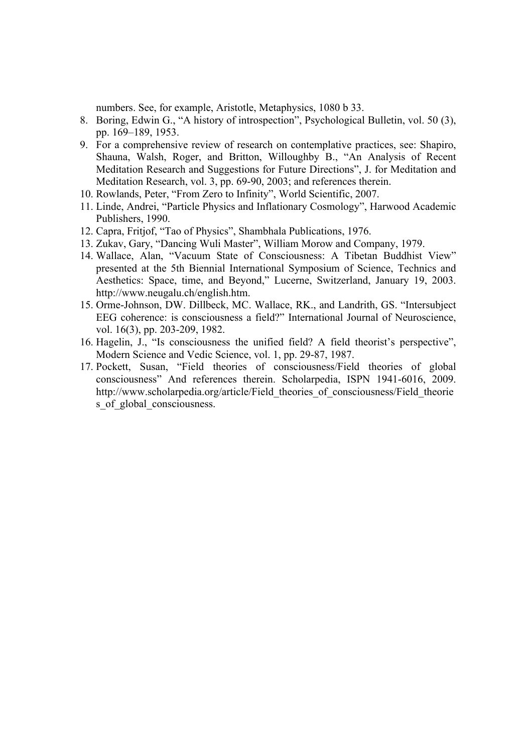numbers. See, for example, Aristotle, Metaphysics, 1080 b 33.

8. Boring, Edwin G., "A history of introspection", Psychological Bulletin, vol. 50 (3), pp. 169–189, 1953.
9. For a comprehensive review of research on contemplative practices, see: Shapiro, Shauna, Walsh, Roger, and Britton, Willoughby B., "An Analysis of Recent Meditation Research and Suggestions for Future Directions", J. for Meditation and Meditation Research, vol. 3, pp. 69-90, 2003; and references therein.
10. Rowlands, Peter, "From Zero to Infinity", World Scientific, 2007.
11. Linde, Andrei, "Particle Physics and Inflationary Cosmology", Harwood Academic Publishers, 1990.
12. Capra, Fritjof, "Tao of Physics", Shambhala Publications, 1976.
13. Zukav, Gary, "Dancing Wuli Master", William Morow and Company, 1979.
14. Wallace, Alan, "Vacuum State of Consciousness: A Tibetan Buddhist View" presented at the 5th Biennial International Symposium of Science, Technics and Aesthetics: Space, time, and Beyond," Lucerne, Switzerland, January 19, 2003. http://www.neugalu.ch/english.htm.
15. Orme-Johnson, DW. Dillbeck, MC. Wallace, RK., and Landrith, GS. "Intersubject EEG coherence: is consciousness a field?" International Journal of Neuroscience, vol. 16(3), pp. 203-209, 1982.
16. Hagelin, J., "Is consciousness the unified field? A field theorist's perspective", Modern Science and Vedic Science, vol. 1, pp. 29-87, 1987.
17. Pockett, Susan, "Field theories of consciousness/Field theories of global consciousness" And references therein. Scholarpedia, ISPN 1941-6016, 2009. http://www.scholarpedia.org/article/Field_theories_of_consciousness/Field_theories_of_global_consciousness.